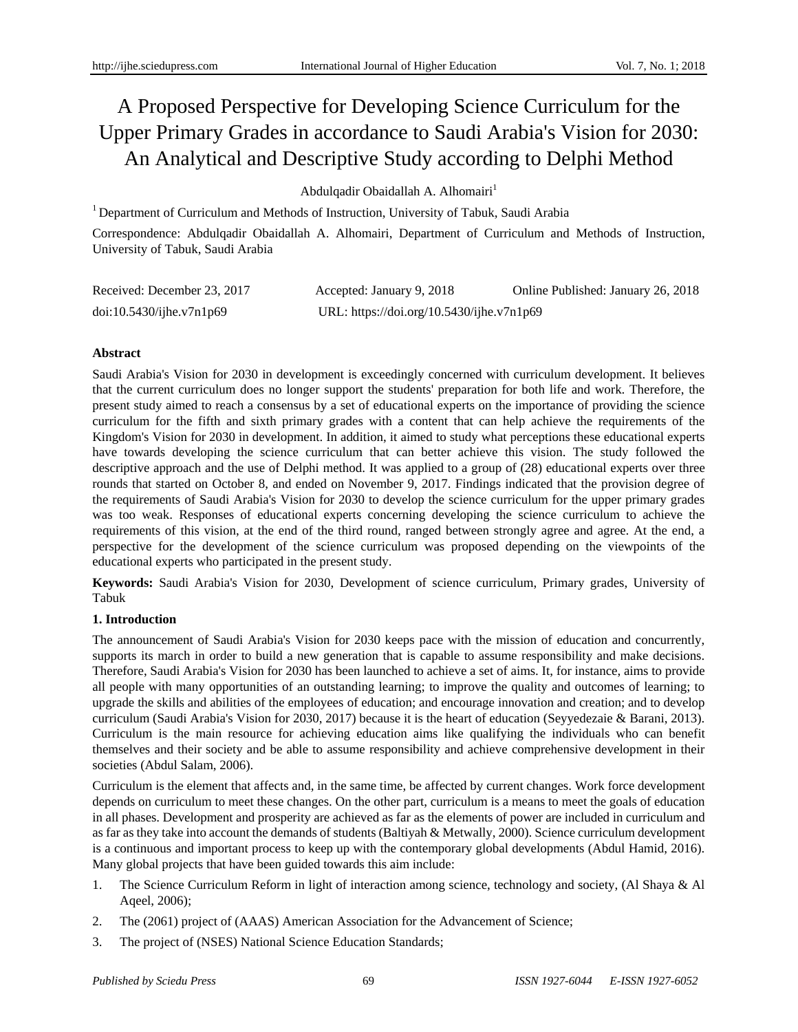# A Proposed Perspective for Developing Science Curriculum for the Upper Primary Grades in accordance to Saudi Arabia's Vision for 2030: An Analytical and Descriptive Study according to Delphi Method

Abdulqadir Obaidallah A. Alhomairi[1]

[1] Department of Curriculum and Methods of Instruction, University of Tabuk, Saudi Arabia

Correspondence: Abdulqadir Obaidallah A. Alhomairi, Department of Curriculum and Methods of Instruction, University of Tabuk, Saudi Arabia

Received: December 23, 2017 Accepted: January 9, 2018 Online Published: January 26, 2018

doi:10.5430/ijhe.v7n1p69 URL: https://doi.org/10.5430/ijhe.v7n1p69

## Abstract

Saudi Arabia's Vision for 2030 in development is exceedingly concerned with curriculum development. It believes that the current curriculum does no longer support the students' preparation for both life and work. Therefore, the present study aimed to reach a consensus by a set of educational experts on the importance of providing the science curriculum for the fifth and sixth primary grades with a content that can help achieve the requirements of the Kingdom's Vision for 2030 in development. In addition, it aimed to study what perceptions these educational experts have towards developing the science curriculum that can better achieve this vision. The study followed the descriptive approach and the use of Delphi method. It was applied to a group of (28) educational experts over three rounds that started on October 8, and ended on November 9, 2017. Findings indicated that the provision degree of the requirements of Saudi Arabia's Vision for 2030 to develop the science curriculum for the upper primary grades was too weak. Responses of educational experts concerning developing the science curriculum to achieve the requirements of this vision, at the end of the third round, ranged between strongly agree and agree. At the end, a perspective for the development of the science curriculum was proposed depending on the viewpoints of the educational experts who participated in the present study.

**Keywords:** Saudi Arabia's Vision for 2030, Development of science curriculum, Primary grades, University of Tabuk

## 1. Introduction

The announcement of Saudi Arabia's Vision for 2030 keeps pace with the mission of education and concurrently, supports its march in order to build a new generation that is capable to assume responsibility and make decisions. Therefore, Saudi Arabia's Vision for 2030 has been launched to achieve a set of aims. It, for instance, aims to provide all people with many opportunities of an outstanding learning; to improve the quality and outcomes of learning; to upgrade the skills and abilities of the employees of education; and encourage innovation and creation; and to develop curriculum (Saudi Arabia's Vision for 2030, 2017) because it is the heart of education (Seyyedezaie & Barani, 2013). Curriculum is the main resource for achieving education aims like qualifying the individuals who can benefit themselves and their society and be able to assume responsibility and achieve comprehensive development in their societies (Abdul Salam, 2006).

Curriculum is the element that affects and, in the same time, be affected by current changes. Work force development depends on curriculum to meet these changes. On the other part, curriculum is a means to meet the goals of education in all phases. Development and prosperity are achieved as far as the elements of power are included in curriculum and as far as they take into account the demands of students (Baltiyah & Metwally, 2000). Science curriculum development is a continuous and important process to keep up with the contemporary global developments (Abdul Hamid, 2016). Many global projects that have been guided towards this aim include:

1. The Science Curriculum Reform in light of interaction among science, technology and society, (Al Shaya & Al Aqeel, 2006);
2. The (2061) project of (AAAS) American Association for the Advancement of Science;
3. The project of (NSES) National Science Education Standards;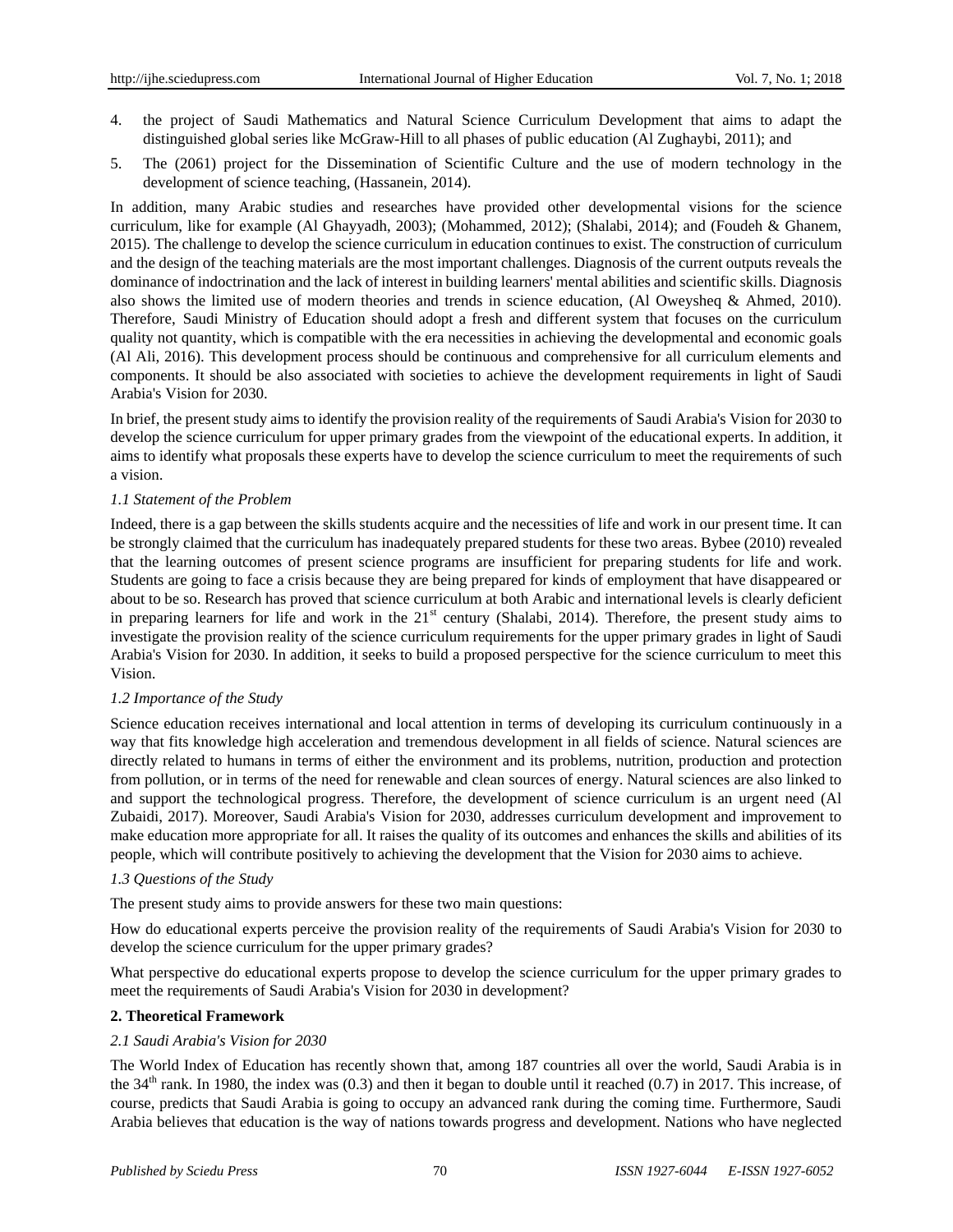4. the project of Saudi Mathematics and Natural Science Curriculum Development that aims to adapt the distinguished global series like McGraw-Hill to all phases of public education (Al Zughaybi, 2011); and
5. The (2061) project for the Dissemination of Scientific Culture and the use of modern technology in the development of science teaching, (Hassanein, 2014).

In addition, many Arabic studies and researches have provided other developmental visions for the science curriculum, like for example (Al Ghayyadh, 2003); (Mohammed, 2012); (Shalabi, 2014); and (Foudeh & Ghanem, 2015). The challenge to develop the science curriculum in education continues to exist. The construction of curriculum and the design of the teaching materials are the most important challenges. Diagnosis of the current outputs reveals the dominance of indoctrination and the lack of interest in building learners' mental abilities and scientific skills. Diagnosis also shows the limited use of modern theories and trends in science education, (Al Oweysheq & Ahmed, 2010). Therefore, Saudi Ministry of Education should adopt a fresh and different system that focuses on the curriculum quality not quantity, which is compatible with the era necessities in achieving the developmental and economic goals (Al Ali, 2016). This development process should be continuous and comprehensive for all curriculum elements and components. It should be also associated with societies to achieve the development requirements in light of Saudi Arabia's Vision for 2030.

In brief, the present study aims to identify the provision reality of the requirements of Saudi Arabia's Vision for 2030 to develop the science curriculum for upper primary grades from the viewpoint of the educational experts. In addition, it aims to identify what proposals these experts have to develop the science curriculum to meet the requirements of such a vision.

### *1.1 Statement of the Problem*

Indeed, there is a gap between the skills students acquire and the necessities of life and work in our present time. It can be strongly claimed that the curriculum has inadequately prepared students for these two areas. Bybee (2010) revealed that the learning outcomes of present science programs are insufficient for preparing students for life and work. Students are going to face a crisis because they are being prepared for kinds of employment that have disappeared or about to be so. Research has proved that science curriculum at both Arabic and international levels is clearly deficient in preparing learners for life and work in the 21st century (Shalabi, 2014). Therefore, the present study aims to investigate the provision reality of the science curriculum requirements for the upper primary grades in light of Saudi Arabia's Vision for 2030. In addition, it seeks to build a proposed perspective for the science curriculum to meet this Vision.

### *1.2 Importance of the Study*

Science education receives international and local attention in terms of developing its curriculum continuously in a way that fits knowledge high acceleration and tremendous development in all fields of science. Natural sciences are directly related to humans in terms of either the environment and its problems, nutrition, production and protection from pollution, or in terms of the need for renewable and clean sources of energy. Natural sciences are also linked to and support the technological progress. Therefore, the development of science curriculum is an urgent need (Al Zubaidi, 2017). Moreover, Saudi Arabia's Vision for 2030, addresses curriculum development and improvement to make education more appropriate for all. It raises the quality of its outcomes and enhances the skills and abilities of its people, which will contribute positively to achieving the development that the Vision for 2030 aims to achieve.

### *1.3 Questions of the Study*

The present study aims to provide answers for these two main questions:

How do educational experts perceive the provision reality of the requirements of Saudi Arabia's Vision for 2030 to develop the science curriculum for the upper primary grades?

What perspective do educational experts propose to develop the science curriculum for the upper primary grades to meet the requirements of Saudi Arabia's Vision for 2030 in development?

## **2. Theoretical Framework**

### *2.1 Saudi Arabia's Vision for 2030*

The World Index of Education has recently shown that, among 187 countries all over the world, Saudi Arabia is in the 34th rank. In 1980, the index was (0.3) and then it began to double until it reached (0.7) in 2017. This increase, of course, predicts that Saudi Arabia is going to occupy an advanced rank during the coming time. Furthermore, Saudi Arabia believes that education is the way of nations towards progress and development. Nations who have neglected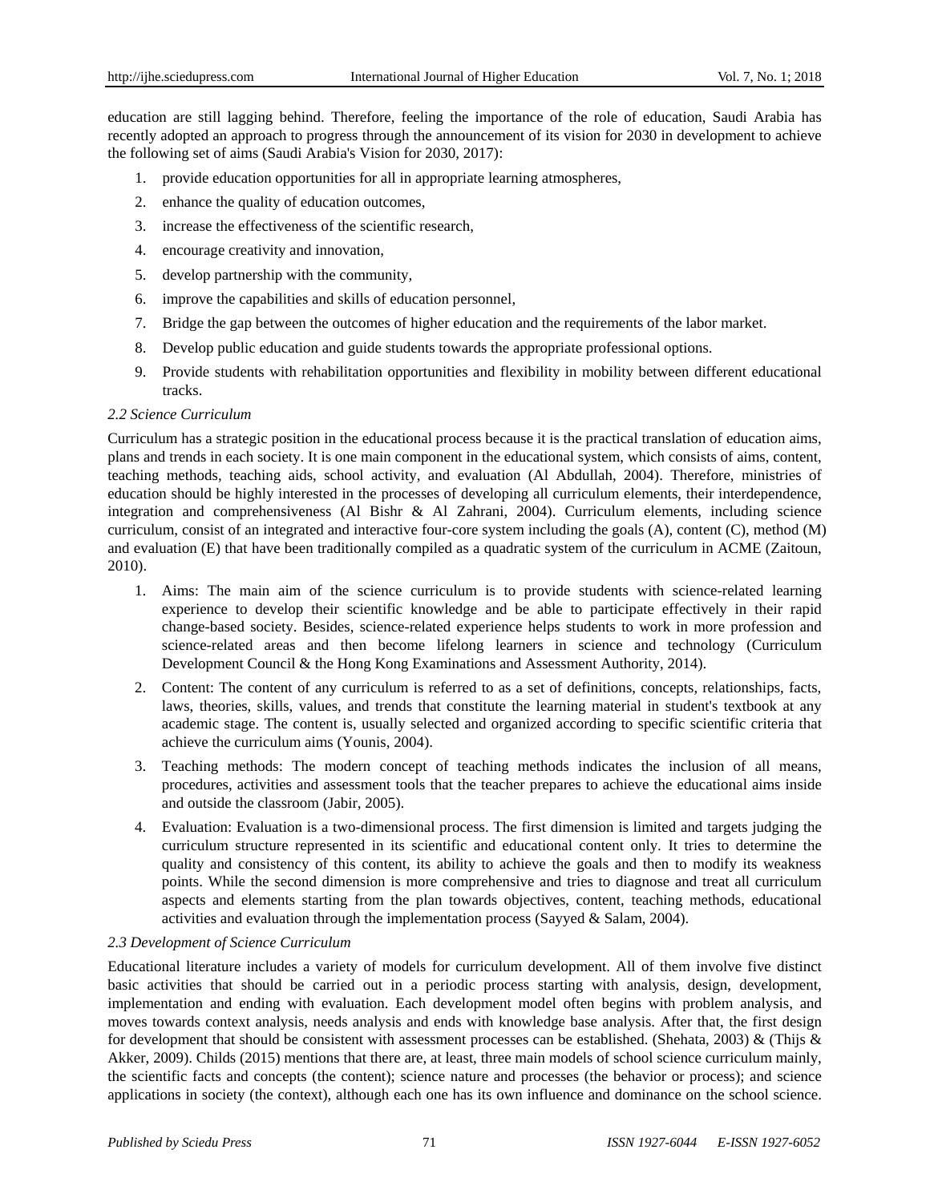education are still lagging behind. Therefore, feeling the importance of the role of education, Saudi Arabia has recently adopted an approach to progress through the announcement of its vision for 2030 in development to achieve the following set of aims (Saudi Arabia's Vision for 2030, 2017):

1. provide education opportunities for all in appropriate learning atmospheres,
2. enhance the quality of education outcomes,
3. increase the effectiveness of the scientific research,
4. encourage creativity and innovation,
5. develop partnership with the community,
6. improve the capabilities and skills of education personnel,
7. Bridge the gap between the outcomes of higher education and the requirements of the labor market.
8. Develop public education and guide students towards the appropriate professional options.
9. Provide students with rehabilitation opportunities and flexibility in mobility between different educational tracks.

*2.2 Science Curriculum*

Curriculum has a strategic position in the educational process because it is the practical translation of education aims, plans and trends in each society. It is one main component in the educational system, which consists of aims, content, teaching methods, teaching aids, school activity, and evaluation (Al Abdullah, 2004). Therefore, ministries of education should be highly interested in the processes of developing all curriculum elements, their interdependence, integration and comprehensiveness (Al Bishr & Al Zahrani, 2004). Curriculum elements, including science curriculum, consist of an integrated and interactive four-core system including the goals (A), content (C), method (M) and evaluation (E) that have been traditionally compiled as a quadratic system of the curriculum in ACME (Zaitoun, 2010).

1. Aims: The main aim of the science curriculum is to provide students with science-related learning experience to develop their scientific knowledge and be able to participate effectively in their rapid change-based society. Besides, science-related experience helps students to work in more profession and science-related areas and then become lifelong learners in science and technology (Curriculum Development Council & the Hong Kong Examinations and Assessment Authority, 2014).
2. Content: The content of any curriculum is referred to as a set of definitions, concepts, relationships, facts, laws, theories, skills, values, and trends that constitute the learning material in student's textbook at any academic stage. The content is, usually selected and organized according to specific scientific criteria that achieve the curriculum aims (Younis, 2004).
3. Teaching methods: The modern concept of teaching methods indicates the inclusion of all means, procedures, activities and assessment tools that the teacher prepares to achieve the educational aims inside and outside the classroom (Jabir, 2005).
4. Evaluation: Evaluation is a two-dimensional process. The first dimension is limited and targets judging the curriculum structure represented in its scientific and educational content only. It tries to determine the quality and consistency of this content, its ability to achieve the goals and then to modify its weakness points. While the second dimension is more comprehensive and tries to diagnose and treat all curriculum aspects and elements starting from the plan towards objectives, content, teaching methods, educational activities and evaluation through the implementation process (Sayyed & Salam, 2004).

*2.3 Development of Science Curriculum*

Educational literature includes a variety of models for curriculum development. All of them involve five distinct basic activities that should be carried out in a periodic process starting with analysis, design, development, implementation and ending with evaluation. Each development model often begins with problem analysis, and moves towards context analysis, needs analysis and ends with knowledge base analysis. After that, the first design for development that should be consistent with assessment processes can be established. (Shehata, 2003) & (Thijs & Akker, 2009). Childs (2015) mentions that there are, at least, three main models of school science curriculum mainly, the scientific facts and concepts (the content); science nature and processes (the behavior or process); and science applications in society (the context), although each one has its own influence and dominance on the school science.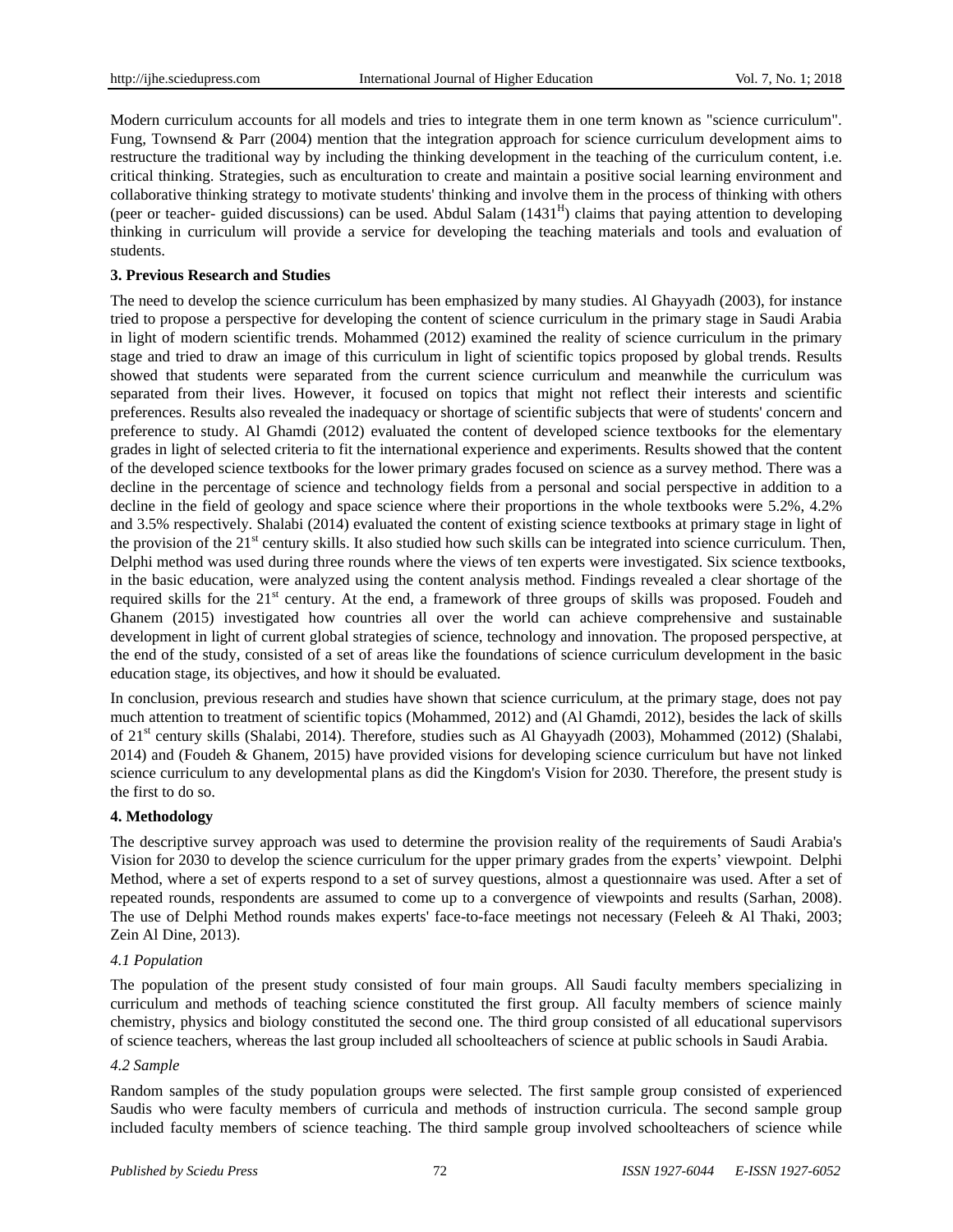Modern curriculum accounts for all models and tries to integrate them in one term known as "science curriculum". Fung, Townsend & Parr (2004) mention that the integration approach for science curriculum development aims to restructure the traditional way by including the thinking development in the teaching of the curriculum content, i.e. critical thinking. Strategies, such as enculturation to create and maintain a positive social learning environment and collaborative thinking strategy to motivate students' thinking and involve them in the process of thinking with others (peer or teacher- guided discussions) can be used. Abdul Salam (1431[H]) claims that paying attention to developing thinking in curriculum will provide a service for developing the teaching materials and tools and evaluation of students.

**3. Previous Research and Studies**

The need to develop the science curriculum has been emphasized by many studies. Al Ghayyadh (2003), for instance tried to propose a perspective for developing the content of science curriculum in the primary stage in Saudi Arabia in light of modern scientific trends. Mohammed (2012) examined the reality of science curriculum in the primary stage and tried to draw an image of this curriculum in light of scientific topics proposed by global trends. Results showed that students were separated from the current science curriculum and meanwhile the curriculum was separated from their lives. However, it focused on topics that might not reflect their interests and scientific preferences. Results also revealed the inadequacy or shortage of scientific subjects that were of students' concern and preference to study. Al Ghamdi (2012) evaluated the content of developed science textbooks for the elementary grades in light of selected criteria to fit the international experience and experiments. Results showed that the content of the developed science textbooks for the lower primary grades focused on science as a survey method. There was a decline in the percentage of science and technology fields from a personal and social perspective in addition to a decline in the field of geology and space science where their proportions in the whole textbooks were 5.2%, 4.2% and 3.5% respectively. Shalabi (2014) evaluated the content of existing science textbooks at primary stage in light of the provision of the 21st century skills. It also studied how such skills can be integrated into science curriculum. Then, Delphi method was used during three rounds where the views of ten experts were investigated. Six science textbooks, in the basic education, were analyzed using the content analysis method. Findings revealed a clear shortage of the required skills for the 21st century. At the end, a framework of three groups of skills was proposed. Foudeh and Ghanem (2015) investigated how countries all over the world can achieve comprehensive and sustainable development in light of current global strategies of science, technology and innovation. The proposed perspective, at the end of the study, consisted of a set of areas like the foundations of science curriculum development in the basic education stage, its objectives, and how it should be evaluated.

In conclusion, previous research and studies have shown that science curriculum, at the primary stage, does not pay much attention to treatment of scientific topics (Mohammed, 2012) and (Al Ghamdi, 2012), besides the lack of skills of 21st century skills (Shalabi, 2014). Therefore, studies such as Al Ghayyadh (2003), Mohammed (2012) (Shalabi, 2014) and (Foudeh & Ghanem, 2015) have provided visions for developing science curriculum but have not linked science curriculum to any developmental plans as did the Kingdom's Vision for 2030. Therefore, the present study is the first to do so.

**4. Methodology**

The descriptive survey approach was used to determine the provision reality of the requirements of Saudi Arabia's Vision for 2030 to develop the science curriculum for the upper primary grades from the experts' viewpoint. Delphi Method, where a set of experts respond to a set of survey questions, almost a questionnaire was used. After a set of repeated rounds, respondents are assumed to come up to a convergence of viewpoints and results (Sarhan, 2008). The use of Delphi Method rounds makes experts' face-to-face meetings not necessary (Feleeh & Al Thaki, 2003; Zein Al Dine, 2013).

*4.1 Population*

The population of the present study consisted of four main groups. All Saudi faculty members specializing in curriculum and methods of teaching science constituted the first group. All faculty members of science mainly chemistry, physics and biology constituted the second one. The third group consisted of all educational supervisors of science teachers, whereas the last group included all schoolteachers of science at public schools in Saudi Arabia.

*4.2 Sample*

Random samples of the study population groups were selected. The first sample group consisted of experienced Saudis who were faculty members of curricula and methods of instruction curricula. The second sample group included faculty members of science teaching. The third sample group involved schoolteachers of science while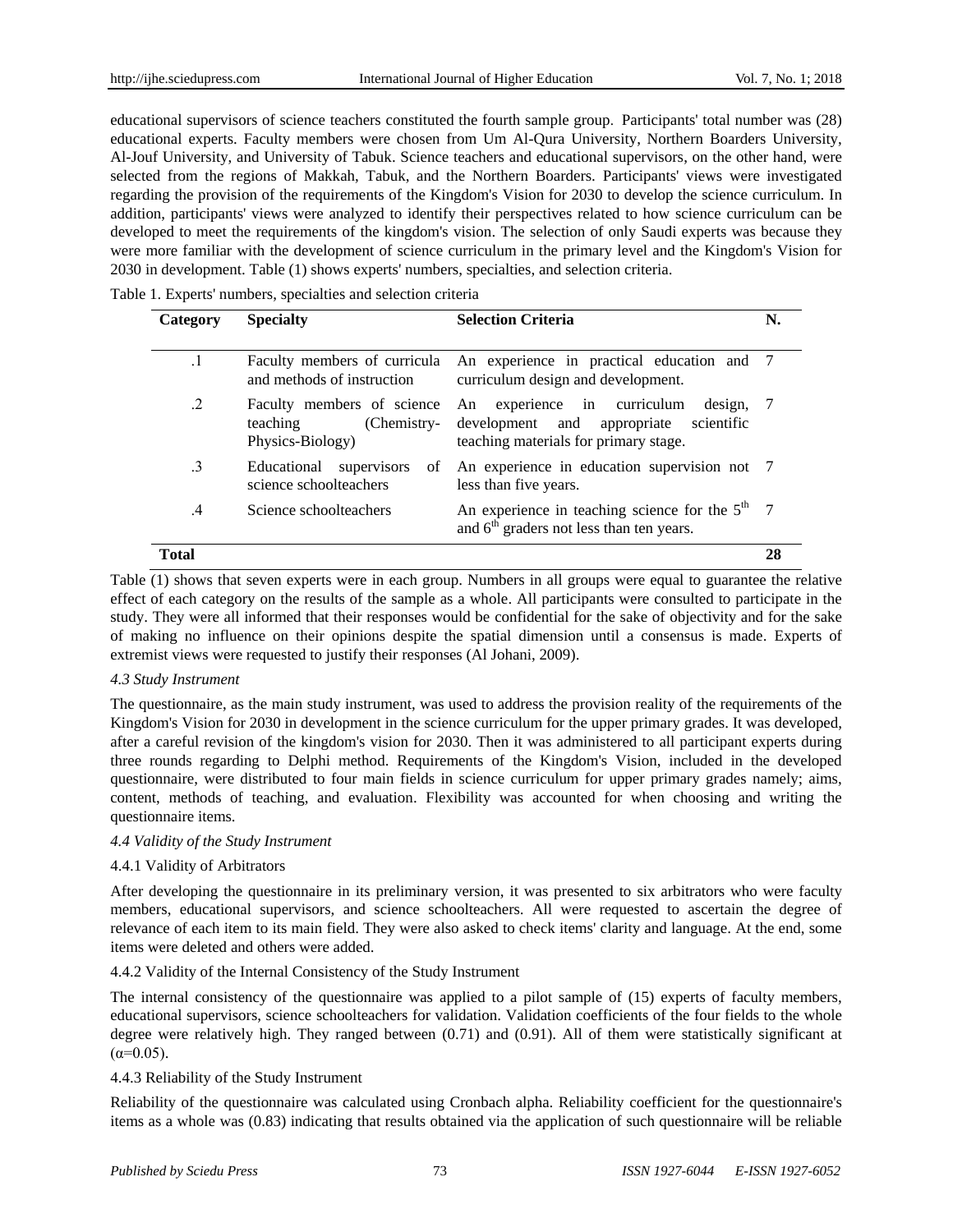educational supervisors of science teachers constituted the fourth sample group. Participants' total number was (28) educational experts. Faculty members were chosen from Um Al-Qura University, Northern Boarders University, Al-Jouf University, and University of Tabuk. Science teachers and educational supervisors, on the other hand, were selected from the regions of Makkah, Tabuk, and the Northern Boarders. Participants' views were investigated regarding the provision of the requirements of the Kingdom's Vision for 2030 to develop the science curriculum. In addition, participants' views were analyzed to identify their perspectives related to how science curriculum can be developed to meet the requirements of the kingdom's vision. The selection of only Saudi experts was because they were more familiar with the development of science curriculum in the primary level and the Kingdom's Vision for 2030 in development. Table (1) shows experts' numbers, specialties, and selection criteria.

Table 1. Experts' numbers, specialties and selection criteria

| Category | Specialty | Selection Criteria | N. |
|---|---|---|---|
| .1 | Faculty members of curricula and methods of instruction | An experience in practical education and curriculum design and development. | 7 |
| .2 | Faculty members of science teaching (Chemistry-Physics-Biology) | An experience in curriculum design, development and appropriate scientific teaching materials for primary stage. | 7 |
| .3 | Educational supervisors of science schoolteachers | An experience in education supervision not less than five years. | 7 |
| .4 | Science schoolteachers | An experience in teaching science for the 5th and 6th graders not less than ten years. | 7 |
| **Total** | | | **28** |

Table (1) shows that seven experts were in each group. Numbers in all groups were equal to guarantee the relative effect of each category on the results of the sample as a whole. All participants were consulted to participate in the study. They were all informed that their responses would be confidential for the sake of objectivity and for the sake of making no influence on their opinions despite the spatial dimension until a consensus is made. Experts of extremist views were requested to justify their responses (Al Johani, 2009).

### *4.3 Study Instrument*

The questionnaire, as the main study instrument, was used to address the provision reality of the requirements of the Kingdom's Vision for 2030 in development in the science curriculum for the upper primary grades. It was developed, after a careful revision of the kingdom's vision for 2030. Then it was administered to all participant experts during three rounds regarding to Delphi method. Requirements of the Kingdom's Vision, included in the developed questionnaire, were distributed to four main fields in science curriculum for upper primary grades namely; aims, content, methods of teaching, and evaluation. Flexibility was accounted for when choosing and writing the questionnaire items.

### *4.4 Validity of the Study Instrument*

#### 4.4.1 Validity of Arbitrators

After developing the questionnaire in its preliminary version, it was presented to six arbitrators who were faculty members, educational supervisors, and science schoolteachers. All were requested to ascertain the degree of relevance of each item to its main field. They were also asked to check items' clarity and language. At the end, some items were deleted and others were added.

#### 4.4.2 Validity of the Internal Consistency of the Study Instrument

The internal consistency of the questionnaire was applied to a pilot sample of (15) experts of faculty members, educational supervisors, science schoolteachers for validation. Validation coefficients of the four fields to the whole degree were relatively high. They ranged between (0.71) and (0.91). All of them were statistically significant at ($\alpha$=0.05).

#### 4.4.3 Reliability of the Study Instrument

Reliability of the questionnaire was calculated using Cronbach alpha. Reliability coefficient for the questionnaire's items as a whole was (0.83) indicating that results obtained via the application of such questionnaire will be reliable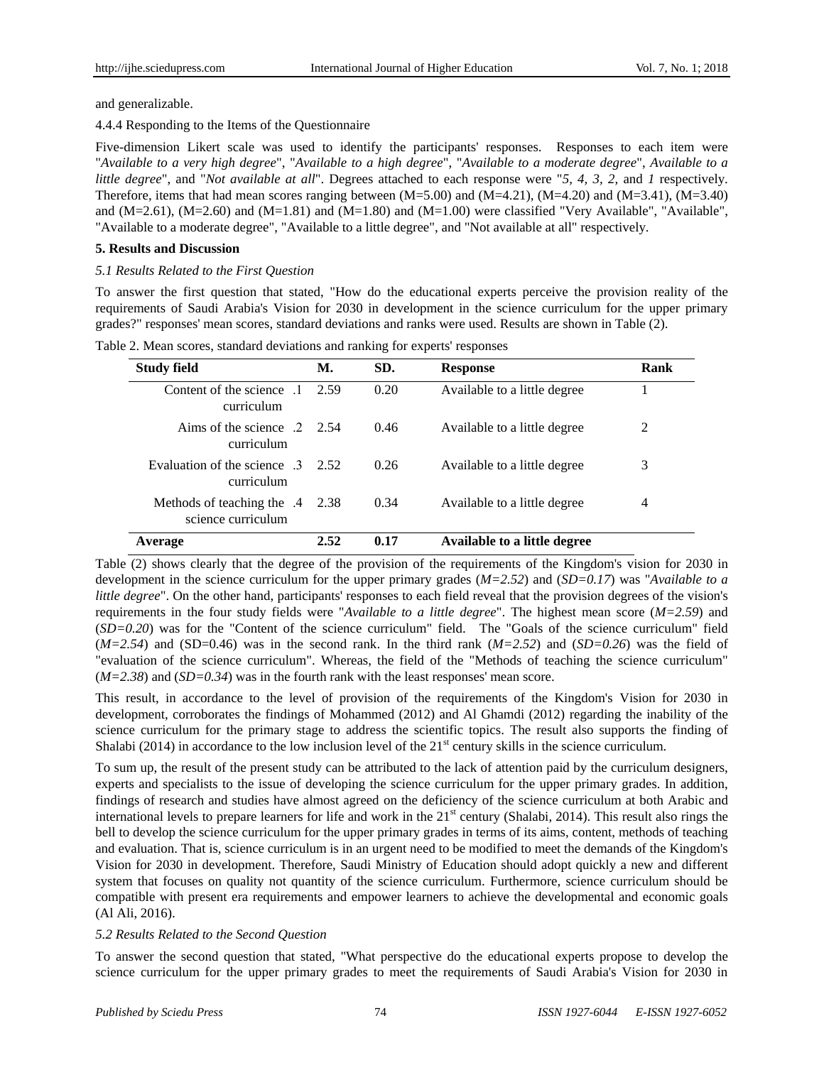and generalizable.

4.4.4 Responding to the Items of the Questionnaire

Five-dimension Likert scale was used to identify the participants' responses. Responses to each item were "*Available to a very high degree*", "*Available to a high degree*", "*Available to a moderate degree*", *Available to a little degree*", and "*Not available at all*". Degrees attached to each response were "*5, 4, 3, 2,* and *1* respectively. Therefore, items that had mean scores ranging between (M=5.00) and (M=4.21), (M=4.20) and (M=3.41), (M=3.40) and (M=2.61), (M=2.60) and (M=1.81) and (M=1.80) and (M=1.00) were classified "Very Available", "Available", "Available to a moderate degree", "Available to a little degree", and "Not available at all" respectively.

## 5. Results and Discussion

### *5.1 Results Related to the First Question*

To answer the first question that stated, "How do the educational experts perceive the provision reality of the requirements of Saudi Arabia's Vision for 2030 in development in the science curriculum for the upper primary grades?" responses' mean scores, standard deviations and ranks were used. Results are shown in Table (2).

Table 2. Mean scores, standard deviations and ranking for experts' responses

| Study field | M. | SD. | Response | Rank |
|---|---|---|---|---|
| Content of the science curriculum .1 | 2.59 | 0.20 | Available to a little degree | 1 |
| Aims of the science curriculum .2 | 2.54 | 0.46 | Available to a little degree | 2 |
| Evaluation of the science curriculum .3 | 2.52 | 0.26 | Available to a little degree | 3 |
| Methods of teaching the science curriculum .4 | 2.38 | 0.34 | Available to a little degree | 4 |
| **Average** | **2.52** | **0.17** | **Available to a little degree** | |

Table (2) shows clearly that the degree of the provision of the requirements of the Kingdom's vision for 2030 in development in the science curriculum for the upper primary grades (*M=2.52*) and (*SD=0.17*) was "*Available to a little degree*". On the other hand, participants' responses to each field reveal that the provision degrees of the vision's requirements in the four study fields were "*Available to a little degree*". The highest mean score (*M=2.59*) and (*SD=0.20*) was for the "Content of the science curriculum" field. The "Goals of the science curriculum" field (*M=2.54*) and (SD=0.46) was in the second rank. In the third rank (*M=2.52*) and (*SD=0.26*) was the field of "evaluation of the science curriculum". Whereas, the field of the "Methods of teaching the science curriculum" (*M=2.38*) and (*SD=0.34*) was in the fourth rank with the least responses' mean score.

This result, in accordance to the level of provision of the requirements of the Kingdom's Vision for 2030 in development, corroborates the findings of Mohammed (2012) and Al Ghamdi (2012) regarding the inability of the science curriculum for the primary stage to address the scientific topics. The result also supports the finding of Shalabi (2014) in accordance to the low inclusion level of the 21st century skills in the science curriculum.

To sum up, the result of the present study can be attributed to the lack of attention paid by the curriculum designers, experts and specialists to the issue of developing the science curriculum for the upper primary grades. In addition, findings of research and studies have almost agreed on the deficiency of the science curriculum at both Arabic and international levels to prepare learners for life and work in the 21st century (Shalabi, 2014). This result also rings the bell to develop the science curriculum for the upper primary grades in terms of its aims, content, methods of teaching and evaluation. That is, science curriculum is in an urgent need to be modified to meet the demands of the Kingdom's Vision for 2030 in development. Therefore, Saudi Ministry of Education should adopt quickly a new and different system that focuses on quality not quantity of the science curriculum. Furthermore, science curriculum should be compatible with present era requirements and empower learners to achieve the developmental and economic goals (Al Ali, 2016).

### *5.2 Results Related to the Second Question*

To answer the second question that stated, "What perspective do the educational experts propose to develop the science curriculum for the upper primary grades to meet the requirements of Saudi Arabia's Vision for 2030 in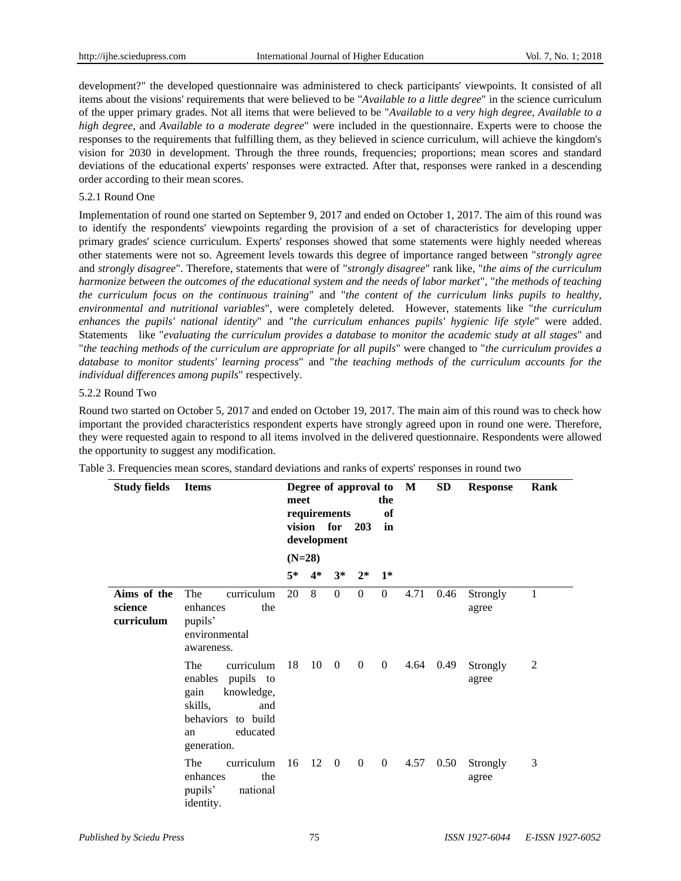development?" the developed questionnaire was administered to check participants' viewpoints. It consisted of all items about the visions' requirements that were believed to be "*Available to a little degree*" in the science curriculum of the upper primary grades. Not all items that were believed to be "*Available to a very high degree*, *Available to a high degree*, and *Available to a moderate degree*" were included in the questionnaire. Experts were to choose the responses to the requirements that fulfilling them, as they believed in science curriculum, will achieve the kingdom's vision for 2030 in development. Through the three rounds, frequencies; proportions; mean scores and standard deviations of the educational experts' responses were extracted. After that, responses were ranked in a descending order according to their mean scores.

### 5.2.1 Round One

Implementation of round one started on September 9, 2017 and ended on October 1, 2017. The aim of this round was to identify the respondents' viewpoints regarding the provision of a set of characteristics for developing upper primary grades' science curriculum. Experts' responses showed that some statements were highly needed whereas other statements were not so. Agreement levels towards this degree of importance ranged between "*strongly agree* and *strongly disagree*". Therefore, statements that were of "*strongly disagree*" rank like, "*the aims of the curriculum harmonize between the outcomes of the educational system and the needs of labor market*", "*the methods of teaching the curriculum focus on the continuous training*" and "*the content of the curriculum links pupils to healthy, environmental and nutritional variables*", were completely deleted. However, statements like "*the curriculum enhances the pupils' national identity*" and "*the curriculum enhances pupils' hygienic life style*" were added. Statements like "*evaluating the curriculum provides a database to monitor the academic study at all stages*" and "*the teaching methods of the curriculum are appropriate for all pupils*" were changed to "*the curriculum provides a database to monitor students' learning process*" and "*the teaching methods of the curriculum accounts for the individual differences among pupils*" respectively.

### 5.2.2 Round Two

Round two started on October 5, 2017 and ended on October 19, 2017. The main aim of this round was to check how important the provided characteristics respondent experts have strongly agreed upon in round one were. Therefore, they were requested again to respond to all items involved in the delivered questionnaire. Respondents were allowed the opportunity to suggest any modification.

Table 3. Frequencies mean scores, standard deviations and ranks of experts' responses in round two

| Study fields | Items | Degree of approval to meet the requirements of vision for 203 in development (N=28) | | | | | M | SD | Response | Rank |
|---|---|---|---|---|---|---|---|---|---|---|
| | | 5* | 4* | 3* | 2* | 1* | | | | |
| **Aims of the science curriculum** | The curriculum enhances the pupils' environmental awareness. | 20 | 8 | 0 | 0 | 0 | 4.71 | 0.46 | Strongly agree | 1 |
| | The curriculum enables pupils to gain knowledge, skills, and behaviors to build an educated generation. | 18 | 10 | 0 | 0 | 0 | 4.64 | 0.49 | Strongly agree | 2 |
| | The curriculum enhances the pupils' national identity. | 16 | 12 | 0 | 0 | 0 | 4.57 | 0.50 | Strongly agree | 3 |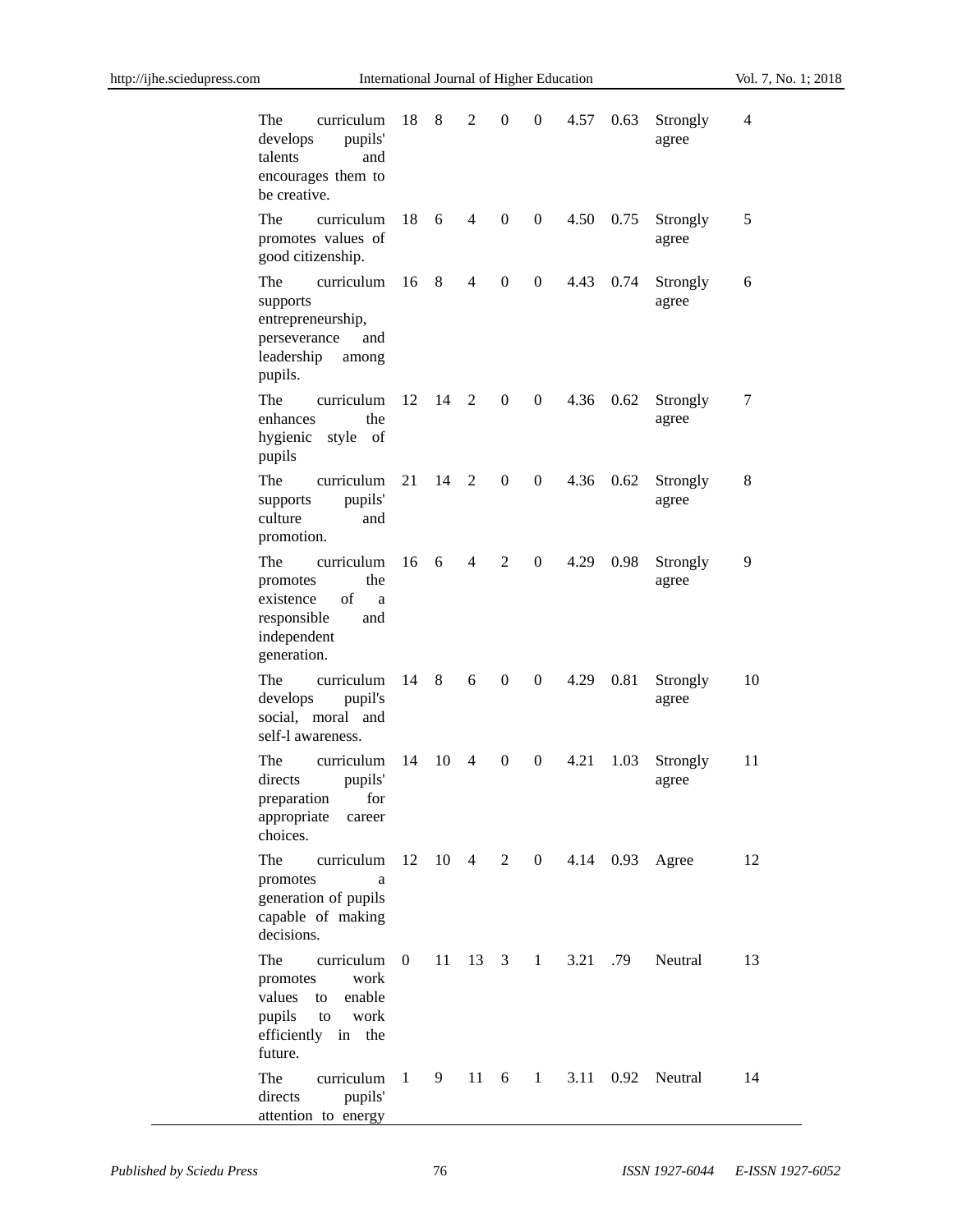| | | | | | | | | | |
|---|---|---|---|---|---|---|---|---|---|
| The curriculum develops pupils' talents and encourages them to be creative. | 18 | 8 | 2 | 0 | 0 | 4.57 | 0.63 | Strongly agree | 4 |
| The curriculum promotes values of good citizenship. | 18 | 6 | 4 | 0 | 0 | 4.50 | 0.75 | Strongly agree | 5 |
| The curriculum supports entrepreneurship, perseverance and leadership among pupils. | 16 | 8 | 4 | 0 | 0 | 4.43 | 0.74 | Strongly agree | 6 |
| The curriculum enhances the hygienic style of pupils | 12 | 14 | 2 | 0 | 0 | 4.36 | 0.62 | Strongly agree | 7 |
| The curriculum supports pupils' culture and promotion. | 21 | 14 | 2 | 0 | 0 | 4.36 | 0.62 | Strongly agree | 8 |
| The curriculum promotes the existence of a responsible and independent generation. | 16 | 6 | 4 | 2 | 0 | 4.29 | 0.98 | Strongly agree | 9 |
| The curriculum develops pupil's social, moral and self-l awareness. | 14 | 8 | 6 | 0 | 0 | 4.29 | 0.81 | Strongly agree | 10 |
| The curriculum directs pupils' preparation for appropriate career choices. | 14 | 10 | 4 | 0 | 0 | 4.21 | 1.03 | Strongly agree | 11 |
| The curriculum promotes a generation of pupils capable of making decisions. | 12 | 10 | 4 | 2 | 0 | 4.14 | 0.93 | Agree | 12 |
| The curriculum promotes work values to enable pupils to work efficiently in the future. | 0 | 11 | 13 | 3 | 1 | 3.21 | .79 | Neutral | 13 |
| The curriculum directs pupils' attention to energy | 1 | 9 | 11 | 6 | 1 | 3.11 | 0.92 | Neutral | 14 |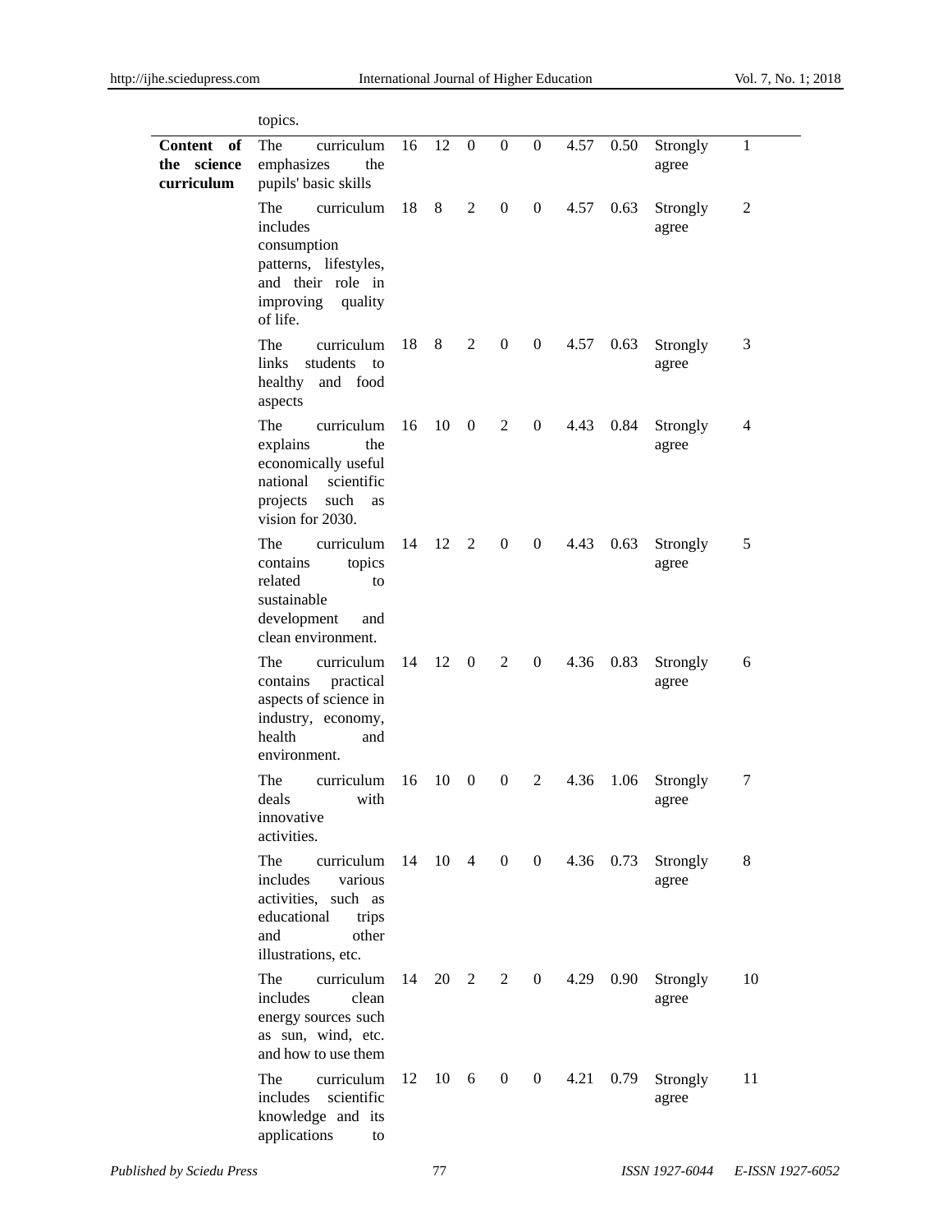| | topics. | | | | | | | | | |
|---|---|---|---|---|---|---|---|---|---|---|
| **Content of the science curriculum** | The curriculum emphasizes the pupils' basic skills | 16 | 12 | 0 | 0 | 0 | 4.57 | 0.50 | Strongly agree | 1 |
| | The curriculum includes consumption patterns, lifestyles, and their role in improving quality of life. | 18 | 8 | 2 | 0 | 0 | 4.57 | 0.63 | Strongly agree | 2 |
| | The curriculum links students to healthy and food aspects | 18 | 8 | 2 | 0 | 0 | 4.57 | 0.63 | Strongly agree | 3 |
| | The curriculum explains the economically useful national scientific projects such as vision for 2030. | 16 | 10 | 0 | 2 | 0 | 4.43 | 0.84 | Strongly agree | 4 |
| | The curriculum contains topics related to sustainable development and clean environment. | 14 | 12 | 2 | 0 | 0 | 4.43 | 0.63 | Strongly agree | 5 |
| | The curriculum contains practical aspects of science in industry, economy, health and environment. | 14 | 12 | 0 | 2 | 0 | 4.36 | 0.83 | Strongly agree | 6 |
| | The curriculum deals with innovative activities. | 16 | 10 | 0 | 0 | 2 | 4.36 | 1.06 | Strongly agree | 7 |
| | The curriculum includes various activities, such as educational trips and other illustrations, etc. | 14 | 10 | 4 | 0 | 0 | 4.36 | 0.73 | Strongly agree | 8 |
| | The curriculum includes clean energy sources such as sun, wind, etc. and how to use them | 14 | 20 | 2 | 2 | 0 | 4.29 | 0.90 | Strongly agree | 10 |
| | The curriculum includes scientific knowledge and its applications to | 12 | 10 | 6 | 0 | 0 | 4.21 | 0.79 | Strongly agree | 11 |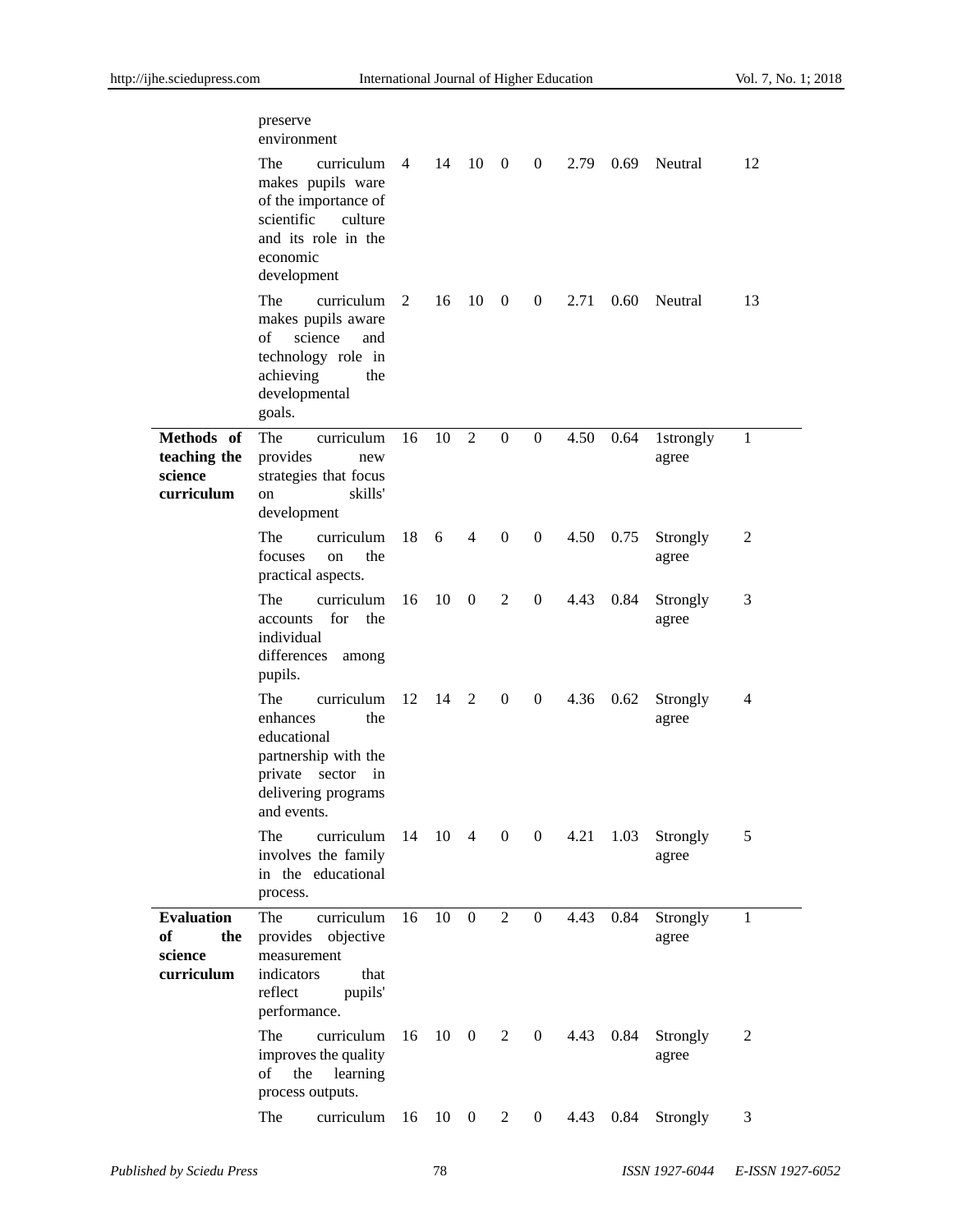| | | | | | | | | | | |
|---|---|---|---|---|---|---|---|---|---|---|
| | preserve environment | | | | | | | | | |
| | The curriculum makes pupils ware of the importance of scientific culture and its role in the economic development | 4 | 14 | 10 | 0 | 0 | 2.79 | 0.69 | Neutral | 12 |
| | The curriculum makes pupils aware of science and technology role in achieving the developmental goals. | 2 | 16 | 10 | 0 | 0 | 2.71 | 0.60 | Neutral | 13 |
| **Methods of teaching the science curriculum** | The curriculum provides new strategies that focus on skills' development | 16 | 10 | 2 | 0 | 0 | 4.50 | 0.64 | 1strongly agree | 1 |
| | The curriculum focuses on the practical aspects. | 18 | 6 | 4 | 0 | 0 | 4.50 | 0.75 | Strongly agree | 2 |
| | The curriculum accounts for the individual differences among pupils. | 16 | 10 | 0 | 2 | 0 | 4.43 | 0.84 | Strongly agree | 3 |
| | The curriculum enhances the educational partnership with the private sector in delivering programs and events. | 12 | 14 | 2 | 0 | 0 | 4.36 | 0.62 | Strongly agree | 4 |
| | The curriculum involves the family in the educational process. | 14 | 10 | 4 | 0 | 0 | 4.21 | 1.03 | Strongly agree | 5 |
| **Evaluation of the science curriculum** | The curriculum provides objective measurement indicators that reflect pupils' performance. | 16 | 10 | 0 | 2 | 0 | 4.43 | 0.84 | Strongly agree | 1 |
| | The curriculum improves the quality of the learning process outputs. | 16 | 10 | 0 | 2 | 0 | 4.43 | 0.84 | Strongly agree | 2 |
| | The curriculum | 16 | 10 | 0 | 2 | 0 | 4.43 | 0.84 | Strongly | 3 |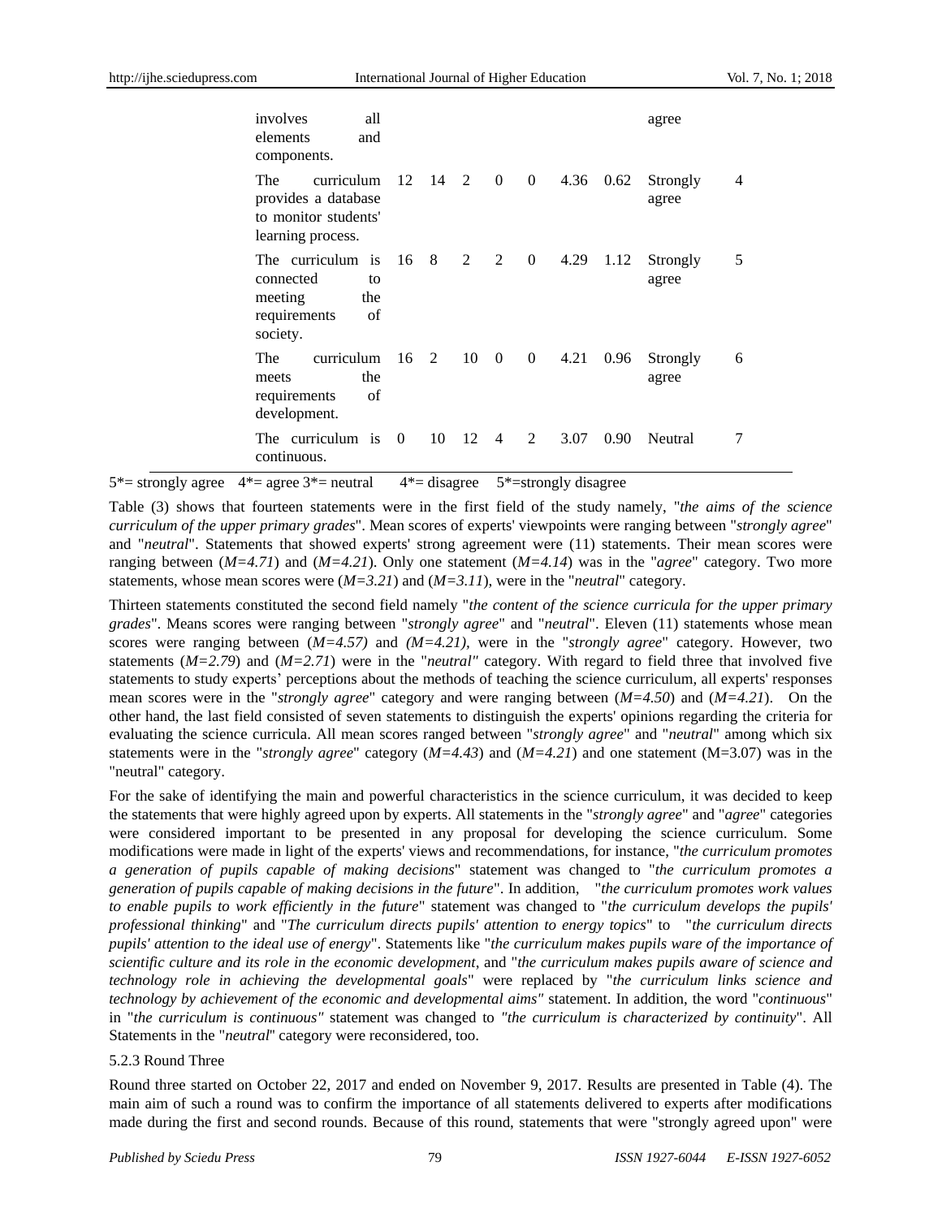| | | | | | | | | | |
|---|---|---|---|---|---|---|---|---|---|
| involves all elements and components. | | | | | | | | agree | |
| The curriculum provides a database to monitor students' learning process. | 12 | 14 | 2 | 0 | 0 | 4.36 | 0.62 | Strongly agree | 4 |
| The curriculum is connected to meeting the requirements of society. | 16 | 8 | 2 | 2 | 0 | 4.29 | 1.12 | Strongly agree | 5 |
| The curriculum meets the requirements of development. | 16 | 2 | 10 | 0 | 0 | 4.21 | 0.96 | Strongly agree | 6 |
| The curriculum is continuous. | 0 | 10 | 12 | 4 | 2 | 3.07 | 0.90 | Neutral | 7 |

5*= strongly agree 4*= agree 3*= neutral 4*= disagree 5*=strongly disagree

Table (3) shows that fourteen statements were in the first field of the study namely, "*the aims of the science curriculum of the upper primary grades*". Mean scores of experts' viewpoints were ranging between "*strongly agree*" and "*neutral*". Statements that showed experts' strong agreement were (11) statements. Their mean scores were ranging between (*M=4.71*) and (*M=4.21*). Only one statement (*M=4.14*) was in the "*agree*" category. Two more statements, whose mean scores were (*M=3.21*) and (*M=3.11*), were in the "*neutral*" category.

Thirteen statements constituted the second field namely "*the content of the science curricula for the upper primary grades*". Means scores were ranging between "*strongly agree*" and "*neutral*". Eleven (11) statements whose mean scores were ranging between (*M=4.57)* and *(M=4.21),* were in the "*strongly agree*" category. However, two statements (*M=2.79*) and (*M=2.71*) were in the "*neutral"* category. With regard to field three that involved five statements to study experts' perceptions about the methods of teaching the science curriculum, all experts' responses mean scores were in the "*strongly agree*" category and were ranging between (*M=4.50*) and (*M=4.21*). On the other hand, the last field consisted of seven statements to distinguish the experts' opinions regarding the criteria for evaluating the science curricula. All mean scores ranged between "*strongly agree*" and "*neutral*" among which six statements were in the "*strongly agree*" category (*M=4.43*) and (*M=4.21*) and one statement (M=3.07) was in the "neutral" category.

For the sake of identifying the main and powerful characteristics in the science curriculum, it was decided to keep the statements that were highly agreed upon by experts. All statements in the "*strongly agree*" and "*agree*" categories were considered important to be presented in any proposal for developing the science curriculum. Some modifications were made in light of the experts' views and recommendations, for instance, "*the curriculum promotes a generation of pupils capable of making decisions*" statement was changed to "*the curriculum promotes a generation of pupils capable of making decisions in the future*". In addition, "*the curriculum promotes work values to enable pupils to work efficiently in the future*" statement was changed to "*the curriculum develops the pupils' professional thinking*" and "*The curriculum directs pupils' attention to energy topics*" to "*the curriculum directs pupils' attention to the ideal use of energy*". Statements like "*the curriculum makes pupils ware of the importance of scientific culture and its role in the economic development*, and "*the curriculum makes pupils aware of science and technology role in achieving the developmental goals*" were replaced by "*the curriculum links science and technology by achievement of the economic and developmental aims"* statement. In addition, the word "*continuous*" in "*the curriculum is continuous"* statement was changed to *"the curriculum is characterized by continuity*". All Statements in the "*neutral*" category were reconsidered, too.

#### 5.2.3 Round Three

Round three started on October 22, 2017 and ended on November 9, 2017. Results are presented in Table (4). The main aim of such a round was to confirm the importance of all statements delivered to experts after modifications made during the first and second rounds. Because of this round, statements that were "strongly agreed upon" were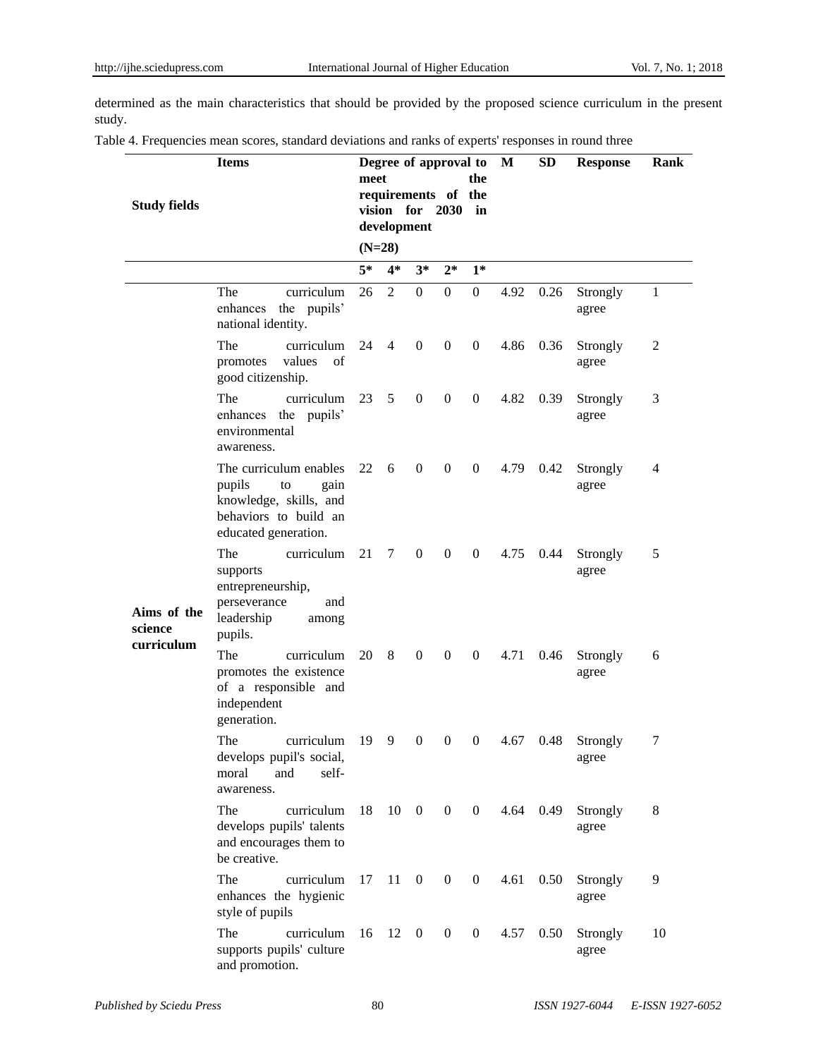determined as the main characteristics that should be provided by the proposed science curriculum in the present study.

Table 4. Frequencies mean scores, standard deviations and ranks of experts' responses in round three

| Study fields | Items | Degree of approval to meet the requirements of the vision for 2030 in development (N=28) | | | | | M | SD | Response | Rank |
|---|---|---|---|---|---|---|---|---|---|---|
| | | 5* | 4* | 3* | 2* | 1* | | | | |
| Aims of the science curriculum | The curriculum enhances the pupils' national identity. | 26 | 2 | 0 | 0 | 0 | 4.92 | 0.26 | Strongly agree | 1 |
| | The curriculum promotes values of good citizenship. | 24 | 4 | 0 | 0 | 0 | 4.86 | 0.36 | Strongly agree | 2 |
| | The curriculum enhances the pupils' environmental awareness. | 23 | 5 | 0 | 0 | 0 | 4.82 | 0.39 | Strongly agree | 3 |
| | The curriculum enables pupils to gain knowledge, skills, and behaviors to build an educated generation. | 22 | 6 | 0 | 0 | 0 | 4.79 | 0.42 | Strongly agree | 4 |
| | The curriculum supports entrepreneurship, perseverance and leadership among pupils. | 21 | 7 | 0 | 0 | 0 | 4.75 | 0.44 | Strongly agree | 5 |
| | The curriculum promotes the existence of a responsible and independent generation. | 20 | 8 | 0 | 0 | 0 | 4.71 | 0.46 | Strongly agree | 6 |
| | The curriculum develops pupil's social, moral and self-awareness. | 19 | 9 | 0 | 0 | 0 | 4.67 | 0.48 | Strongly agree | 7 |
| | The curriculum develops pupils' talents and encourages them to be creative. | 18 | 10 | 0 | 0 | 0 | 4.64 | 0.49 | Strongly agree | 8 |
| | The curriculum enhances the hygienic style of pupils | 17 | 11 | 0 | 0 | 0 | 4.61 | 0.50 | Strongly agree | 9 |
| | The curriculum supports pupils' culture and promotion. | 16 | 12 | 0 | 0 | 0 | 4.57 | 0.50 | Strongly agree | 10 |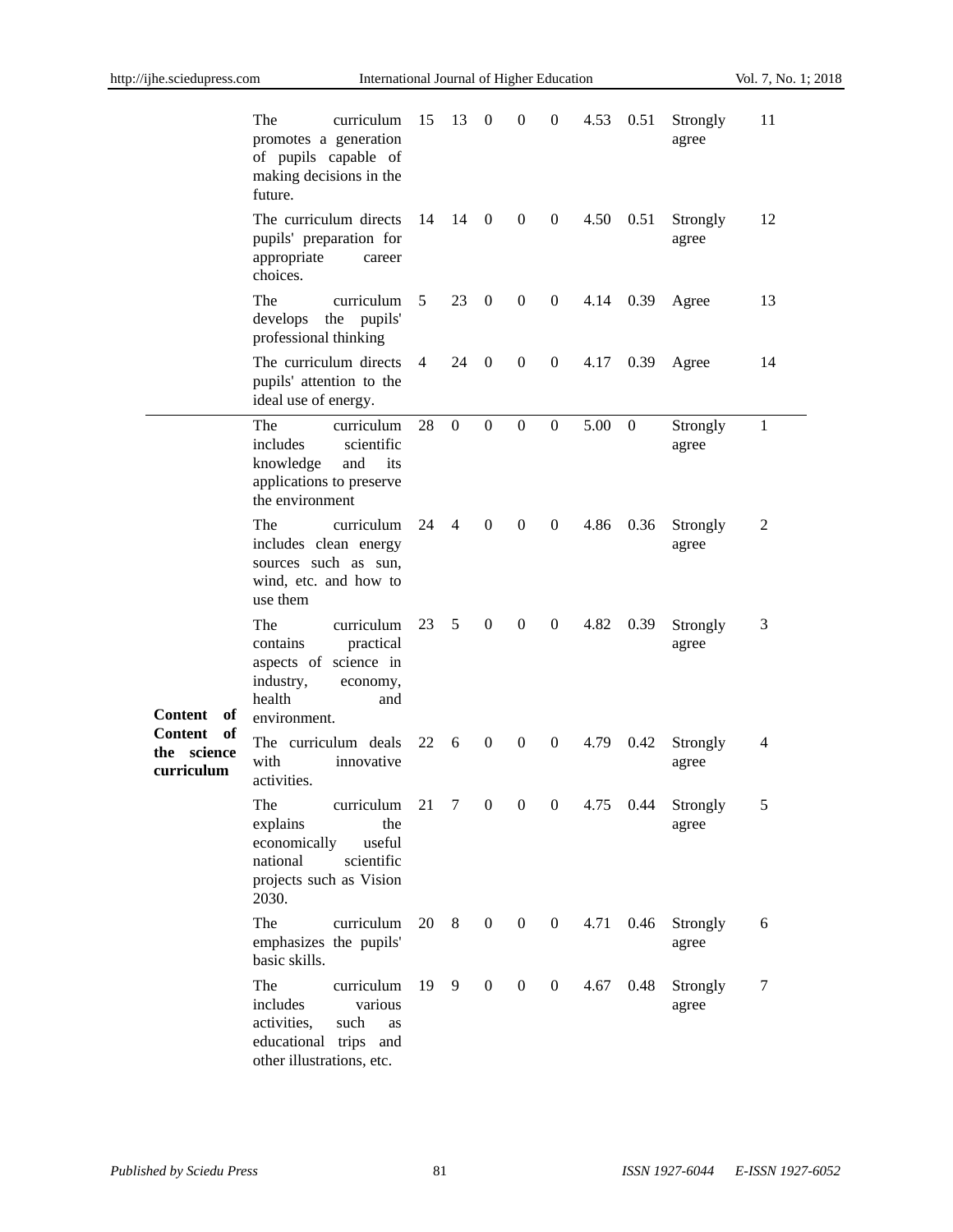| | | | | | | | | | | |
|---|---|---|---|---|---|---|---|---|---|---|
| | The curriculum promotes a generation of pupils capable of making decisions in the future. | 15 | 13 | 0 | 0 | 0 | 4.53 | 0.51 | Strongly agree | 11 |
| | The curriculum directs pupils' preparation for appropriate career choices. | 14 | 14 | 0 | 0 | 0 | 4.50 | 0.51 | Strongly agree | 12 |
| | The curriculum develops the pupils' professional thinking | 5 | 23 | 0 | 0 | 0 | 4.14 | 0.39 | Agree | 13 |
| | The curriculum directs pupils' attention to the ideal use of energy. | 4 | 24 | 0 | 0 | 0 | 4.17 | 0.39 | Agree | 14 |
| **Content of Content of the science curriculum** | The curriculum includes scientific knowledge and its applications to preserve the environment | 28 | 0 | 0 | 0 | 0 | 5.00 | 0 | Strongly agree | 1 |
| | The curriculum includes clean energy sources such as sun, wind, etc. and how to use them | 24 | 4 | 0 | 0 | 0 | 4.86 | 0.36 | Strongly agree | 2 |
| | The curriculum contains practical aspects of science in industry, economy, health and environment. | 23 | 5 | 0 | 0 | 0 | 4.82 | 0.39 | Strongly agree | 3 |
| | The curriculum deals with innovative activities. | 22 | 6 | 0 | 0 | 0 | 4.79 | 0.42 | Strongly agree | 4 |
| | The curriculum explains the economically useful national scientific projects such as Vision 2030. | 21 | 7 | 0 | 0 | 0 | 4.75 | 0.44 | Strongly agree | 5 |
| | The curriculum emphasizes the pupils' basic skills. | 20 | 8 | 0 | 0 | 0 | 4.71 | 0.46 | Strongly agree | 6 |
| | The curriculum includes various activities, such as educational trips and other illustrations, etc. | 19 | 9 | 0 | 0 | 0 | 4.67 | 0.48 | Strongly agree | 7 |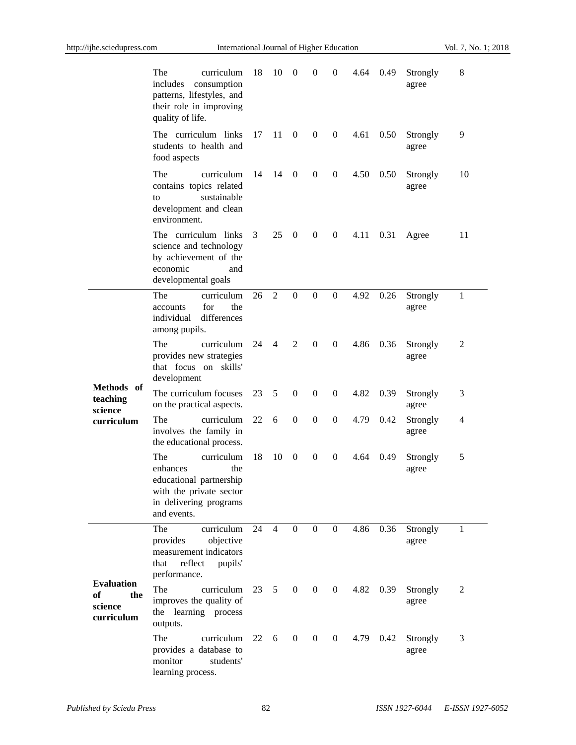| | | | | | | | | | | |
|---|---|---|---|---|---|---|---|---|---|---|
| | The curriculum includes consumption patterns, lifestyles, and their role in improving quality of life. | 18 | 10 | 0 | 0 | 0 | 4.64 | 0.49 | Strongly agree | 8 |
| | The curriculum links students to health and food aspects | 17 | 11 | 0 | 0 | 0 | 4.61 | 0.50 | Strongly agree | 9 |
| | The curriculum contains topics related to sustainable development and clean environment. | 14 | 14 | 0 | 0 | 0 | 4.50 | 0.50 | Strongly agree | 10 |
| | The curriculum links science and technology by achievement of the economic and developmental goals | 3 | 25 | 0 | 0 | 0 | 4.11 | 0.31 | Agree | 11 |
| **Methods of teaching science curriculum** | The curriculum accounts for the individual differences among pupils. | 26 | 2 | 0 | 0 | 0 | 4.92 | 0.26 | Strongly agree | 1 |
| | The curriculum provides new strategies that focus on skills' development | 24 | 4 | 2 | 0 | 0 | 4.86 | 0.36 | Strongly agree | 2 |
| | The curriculum focuses on the practical aspects. | 23 | 5 | 0 | 0 | 0 | 4.82 | 0.39 | Strongly agree | 3 |
| | The curriculum involves the family in the educational process. | 22 | 6 | 0 | 0 | 0 | 4.79 | 0.42 | Strongly agree | 4 |
| | The curriculum enhances the educational partnership with the private sector in delivering programs and events. | 18 | 10 | 0 | 0 | 0 | 4.64 | 0.49 | Strongly agree | 5 |
| **Evaluation of the science curriculum** | The curriculum provides objective measurement indicators that reflect pupils' performance. | 24 | 4 | 0 | 0 | 0 | 4.86 | 0.36 | Strongly agree | 1 |
| | The curriculum improves the quality of the learning process outputs. | 23 | 5 | 0 | 0 | 0 | 4.82 | 0.39 | Strongly agree | 2 |
| | The curriculum provides a database to monitor students' learning process. | 22 | 6 | 0 | 0 | 0 | 4.79 | 0.42 | Strongly agree | 3 |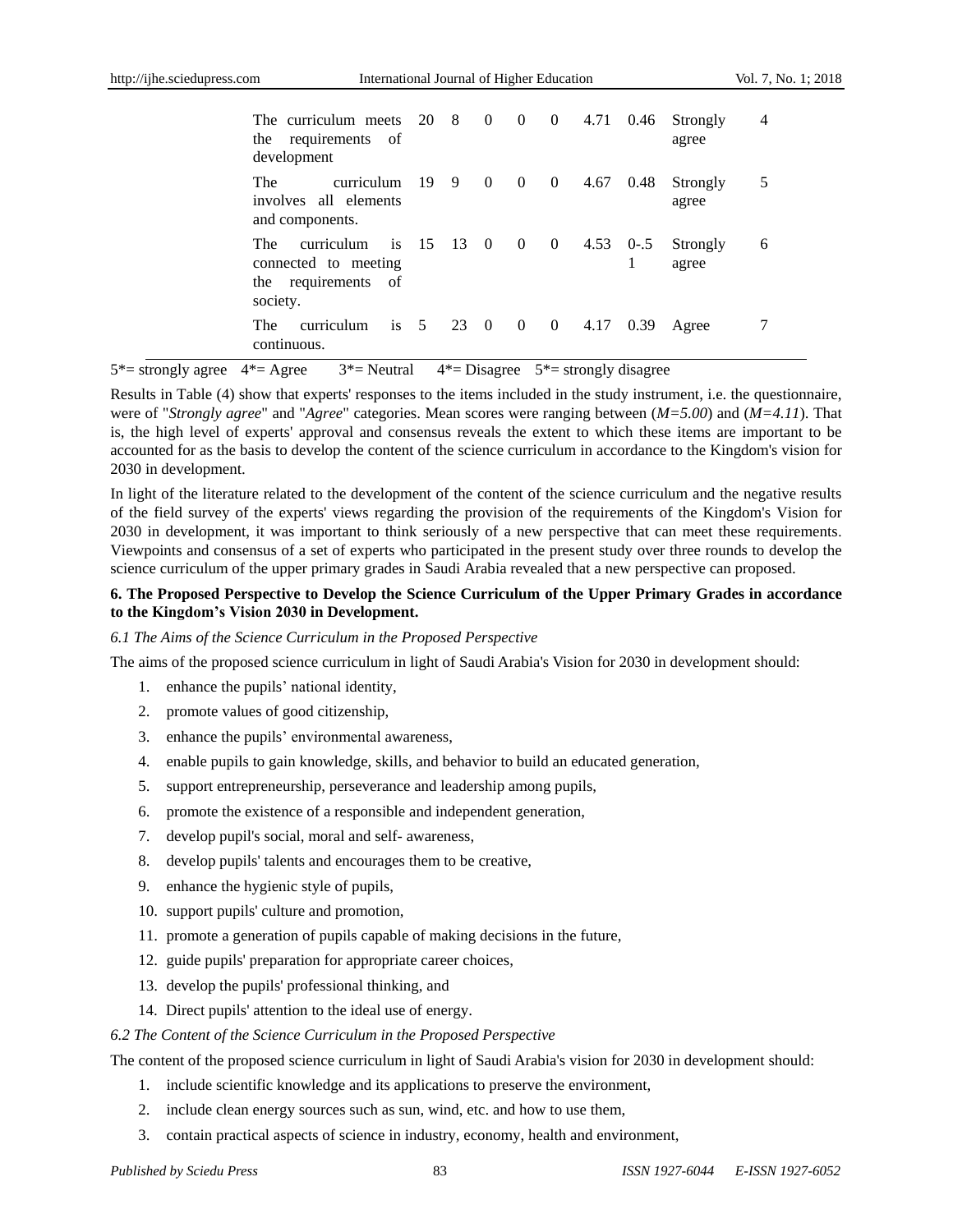| | | | | | | | | | |
|---|---|---|---|---|---|---|---|---|---|
| The curriculum meets the requirements of development | 20 | 8 | 0 | 0 | 0 | 4.71 | 0.46 | Strongly agree | 4 |
| The curriculum involves all elements and components. | 19 | 9 | 0 | 0 | 0 | 4.67 | 0.48 | Strongly agree | 5 |
| The curriculum is connected to meeting the requirements of society. | 15 | 13 | 0 | 0 | 0 | 4.53 | 0-.5 1 | Strongly agree | 6 |
| The curriculum is continuous. | 5 | 23 | 0 | 0 | 0 | 4.17 | 0.39 | Agree | 7 |

5*= strongly agree 4*= Agree 3*= Neutral 4*= Disagree 5*= strongly disagree

Results in Table (4) show that experts' responses to the items included in the study instrument, i.e. the questionnaire, were of "*Strongly agree*" and "*Agree*" categories. Mean scores were ranging between (*M=5.00*) and (*M=4.11*). That is, the high level of experts' approval and consensus reveals the extent to which these items are important to be accounted for as the basis to develop the content of the science curriculum in accordance to the Kingdom's vision for 2030 in development.

In light of the literature related to the development of the content of the science curriculum and the negative results of the field survey of the experts' views regarding the provision of the requirements of the Kingdom's Vision for 2030 in development, it was important to think seriously of a new perspective that can meet these requirements. Viewpoints and consensus of a set of experts who participated in the present study over three rounds to develop the science curriculum of the upper primary grades in Saudi Arabia revealed that a new perspective can proposed.

## 6. The Proposed Perspective to Develop the Science Curriculum of the Upper Primary Grades in accordance to the Kingdom's Vision 2030 in Development.

*6.1 The Aims of the Science Curriculum in the Proposed Perspective*

The aims of the proposed science curriculum in light of Saudi Arabia's Vision for 2030 in development should:

1. enhance the pupils' national identity,
2. promote values of good citizenship,
3. enhance the pupils' environmental awareness,
4. enable pupils to gain knowledge, skills, and behavior to build an educated generation,
5. support entrepreneurship, perseverance and leadership among pupils,
6. promote the existence of a responsible and independent generation,
7. develop pupil's social, moral and self- awareness,
8. develop pupils' talents and encourages them to be creative,
9. enhance the hygienic style of pupils,
10. support pupils' culture and promotion,
11. promote a generation of pupils capable of making decisions in the future,
12. guide pupils' preparation for appropriate career choices,
13. develop the pupils' professional thinking, and
14. Direct pupils' attention to the ideal use of energy.

*6.2 The Content of the Science Curriculum in the Proposed Perspective*

The content of the proposed science curriculum in light of Saudi Arabia's vision for 2030 in development should:

1. include scientific knowledge and its applications to preserve the environment,
2. include clean energy sources such as sun, wind, etc. and how to use them,
3. contain practical aspects of science in industry, economy, health and environment,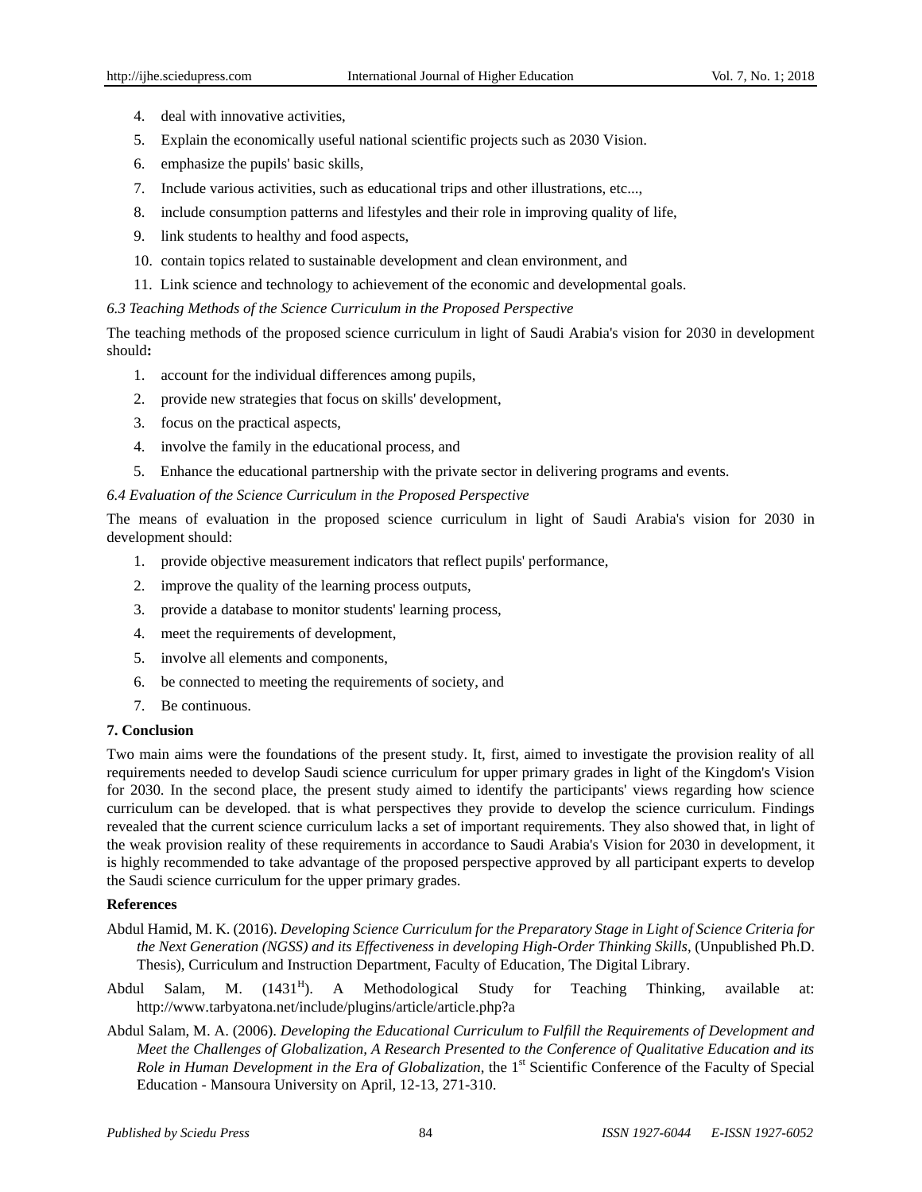4. deal with innovative activities,
5. Explain the economically useful national scientific projects such as 2030 Vision.
6. emphasize the pupils' basic skills,
7. Include various activities, such as educational trips and other illustrations, etc...,
8. include consumption patterns and lifestyles and their role in improving quality of life,
9. link students to healthy and food aspects,
10. contain topics related to sustainable development and clean environment, and
11. Link science and technology to achievement of the economic and developmental goals.

### *6.3 Teaching Methods of the Science Curriculum in the Proposed Perspective*

The teaching methods of the proposed science curriculum in light of Saudi Arabia's vision for 2030 in development should**:**

1. account for the individual differences among pupils,
2. provide new strategies that focus on skills' development,
3. focus on the practical aspects,
4. involve the family in the educational process, and
5. Enhance the educational partnership with the private sector in delivering programs and events.

### *6.4 Evaluation of the Science Curriculum in the Proposed Perspective*

The means of evaluation in the proposed science curriculum in light of Saudi Arabia's vision for 2030 in development should:

1. provide objective measurement indicators that reflect pupils' performance,
2. improve the quality of the learning process outputs,
3. provide a database to monitor students' learning process,
4. meet the requirements of development,
5. involve all elements and components,
6. be connected to meeting the requirements of society, and
7. Be continuous.

## 7. Conclusion

Two main aims were the foundations of the present study. It, first, aimed to investigate the provision reality of all requirements needed to develop Saudi science curriculum for upper primary grades in light of the Kingdom's Vision for 2030. In the second place, the present study aimed to identify the participants' views regarding how science curriculum can be developed. that is what perspectives they provide to develop the science curriculum. Findings revealed that the current science curriculum lacks a set of important requirements. They also showed that, in light of the weak provision reality of these requirements in accordance to Saudi Arabia's Vision for 2030 in development, it is highly recommended to take advantage of the proposed perspective approved by all participant experts to develop the Saudi science curriculum for the upper primary grades.

## References

Abdul Hamid, M. K. (2016). *Developing Science Curriculum for the Preparatory Stage in Light of Science Criteria for the Next Generation (NGSS) and its Effectiveness in developing High-Order Thinking Skills*, (Unpublished Ph.D. Thesis), Curriculum and Instruction Department, Faculty of Education, The Digital Library.

Abdul Salam, M. (1431[H]). A Methodological Study for Teaching Thinking, available at: http://www.tarbyatona.net/include/plugins/article/article.php?a

Abdul Salam, M. A. (2006). *Developing the Educational Curriculum to Fulfill the Requirements of Development and Meet the Challenges of Globalization, A Research Presented to the Conference of Qualitative Education and its Role in Human Development in the Era of Globalization*, the 1[st] Scientific Conference of the Faculty of Special Education - Mansoura University on April, 12-13, 271-310.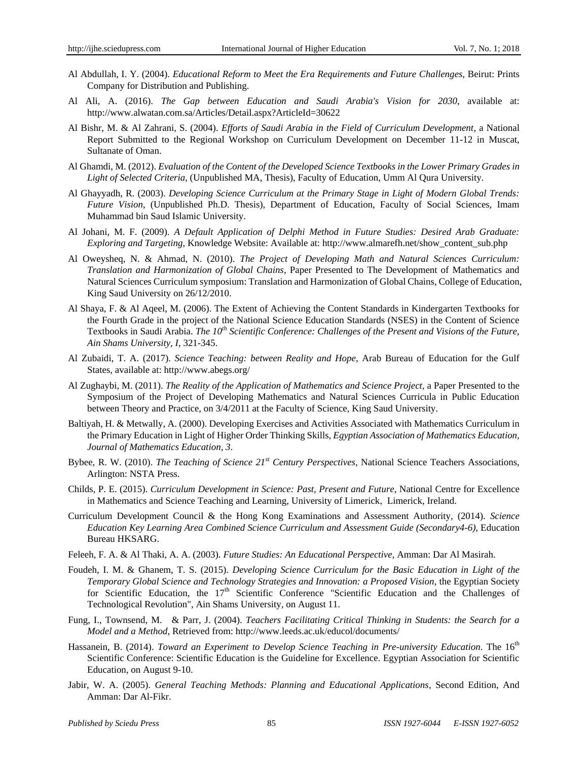Al Abdullah, I. Y. (2004). *Educational Reform to Meet the Era Requirements and Future Challenges*, Beirut: Prints Company for Distribution and Publishing.

Al Ali, A. (2016). *The Gap between Education and Saudi Arabia's Vision for 2030*, available at: http://www.alwatan.com.sa/Articles/Detail.aspx?ArticleId=30622

Al Bishr, M. & Al Zahrani, S. (2004). *Efforts of Saudi Arabia in the Field of Curriculum Development*, a National Report Submitted to the Regional Workshop on Curriculum Development on December 11-12 in Muscat, Sultanate of Oman.

Al Ghamdi, M. (2012). *Evaluation of the Content of the Developed Science Textbooks in the Lower Primary Grades in Light of Selected Criteria*, (Unpublished MA, Thesis), Faculty of Education, Umm Al Qura University.

Al Ghayyadh, R. (2003). *Developing Science Curriculum at the Primary Stage in Light of Modern Global Trends: Future Vision*, (Unpublished Ph.D. Thesis), Department of Education, Faculty of Social Sciences, Imam Muhammad bin Saud Islamic University.

Al Johani, M. F. (2009). *A Default Application of Delphi Method in Future Studies: Desired Arab Graduate: Exploring and Targeting*, Knowledge Website: Available at: http://www.almarefh.net/show_content_sub.php

Al Oweysheq, N. & Ahmad, N. (2010). *The Project of Developing Math and Natural Sciences Curriculum: Translation and Harmonization of Global Chains*, Paper Presented to The Development of Mathematics and Natural Sciences Curriculum symposium: Translation and Harmonization of Global Chains, College of Education, King Saud University on 26/12/2010.

Al Shaya, F. & Al Aqeel, M. (2006). The Extent of Achieving the Content Standards in Kindergarten Textbooks for the Fourth Grade in the project of the National Science Education Standards (NSES) in the Content of Science Textbooks in Saudi Arabia. *The 10th Scientific Conference: Challenges of the Present and Visions of the Future, Ain Shams University, I*, 321-345.

Al Zubaidi, T. A. (2017). *Science Teaching: between Reality and Hope*, Arab Bureau of Education for the Gulf States, available at: http://www.abegs.org/

Al Zughaybi, M. (2011). *The Reality of the Application of Mathematics and Science Project*, a Paper Presented to the Symposium of the Project of Developing Mathematics and Natural Sciences Curricula in Public Education between Theory and Practice, on 3/4/2011 at the Faculty of Science, King Saud University.

Baltiyah, H. & Metwally, A. (2000). Developing Exercises and Activities Associated with Mathematics Curriculum in the Primary Education in Light of Higher Order Thinking Skills, *Egyptian Association of Mathematics Education, Journal of Mathematics Education, 3*.

Bybee, R. W. (2010). *The Teaching of Science 21st Century Perspectives*, National Science Teachers Associations, Arlington: NSTA Press.

Childs, P. E. (2015). *Curriculum Development in Science: Past, Present and Future*, National Centre for Excellence in Mathematics and Science Teaching and Learning, University of Limerick, Limerick, Ireland.

Curriculum Development Council & the Hong Kong Examinations and Assessment Authority, (2014). *Science Education Key Learning Area Combined Science Curriculum and Assessment Guide (Secondary4-6)*, Education Bureau HKSARG.

Feleeh, F. A. & Al Thaki, A. A. (2003). *Future Studies: An Educational Perspective*, Amman: Dar Al Masirah.

Foudeh, I. M. & Ghanem, T. S. (2015). *Developing Science Curriculum for the Basic Education in Light of the Temporary Global Science and Technology Strategies and Innovation: a Proposed Vision*, the Egyptian Society for Scientific Education, the 17th Scientific Conference "Scientific Education and the Challenges of Technological Revolution", Ain Shams University, on August 11.

Fung, I., Townsend, M. & Parr, J. (2004). *Teachers Facilitating Critical Thinking in Students: the Search for a Model and a Method*, Retrieved from: http://www.leeds.ac.uk/educol/documents/

Hassanein, B. (2014). *Toward an Experiment to Develop Science Teaching in Pre-university Education*. The 16th Scientific Conference: Scientific Education is the Guideline for Excellence. Egyptian Association for Scientific Education, on August 9-10.

Jabir, W. A. (2005). *General Teaching Methods: Planning and Educational Applications*, Second Edition, And Amman: Dar Al-Fikr.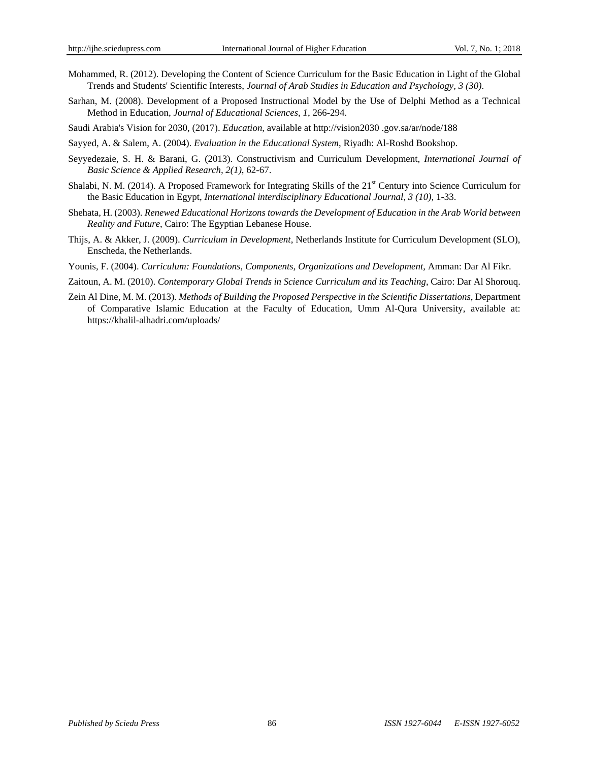Mohammed, R. (2012). Developing the Content of Science Curriculum for the Basic Education in Light of the Global Trends and Students' Scientific Interests, *Journal of Arab Studies in Education and Psychology, 3 (30)*.

Sarhan, M. (2008). Development of a Proposed Instructional Model by the Use of Delphi Method as a Technical Method in Education, *Journal of Educational Sciences, 1*, 266-294.

Saudi Arabia's Vision for 2030, (2017). *Education*, available at http://vision2030 .gov.sa/ar/node/188

Sayyed, A. & Salem, A. (2004). *Evaluation in the Educational System*, Riyadh: Al-Roshd Bookshop.

Seyyedezaie, S. H. & Barani, G. (2013). Constructivism and Curriculum Development, *International Journal of Basic Science & Applied Research, 2(1)*, 62-67.

Shalabi, N. M. (2014). A Proposed Framework for Integrating Skills of the 21st Century into Science Curriculum for the Basic Education in Egypt, *International interdisciplinary Educational Journal, 3 (10)*, 1-33.

Shehata, H. (2003). *Renewed Educational Horizons towards the Development of Education in the Arab World between Reality and Future*, Cairo: The Egyptian Lebanese House.

Thijs, A. & Akker, J. (2009). *Curriculum in Development*, Netherlands Institute for Curriculum Development (SLO), Enscheda, the Netherlands.

Younis, F. (2004). *Curriculum: Foundations, Components, Organizations and Development*, Amman: Dar Al Fikr.

Zaitoun, A. M. (2010). *Contemporary Global Trends in Science Curriculum and its Teaching*, Cairo: Dar Al Shorouq.

Zein Al Dine, M. M. (2013). *Methods of Building the Proposed Perspective in the Scientific Dissertations*, Department of Comparative Islamic Education at the Faculty of Education, Umm Al-Qura University, available at: https://khalil-alhadri.com/uploads/